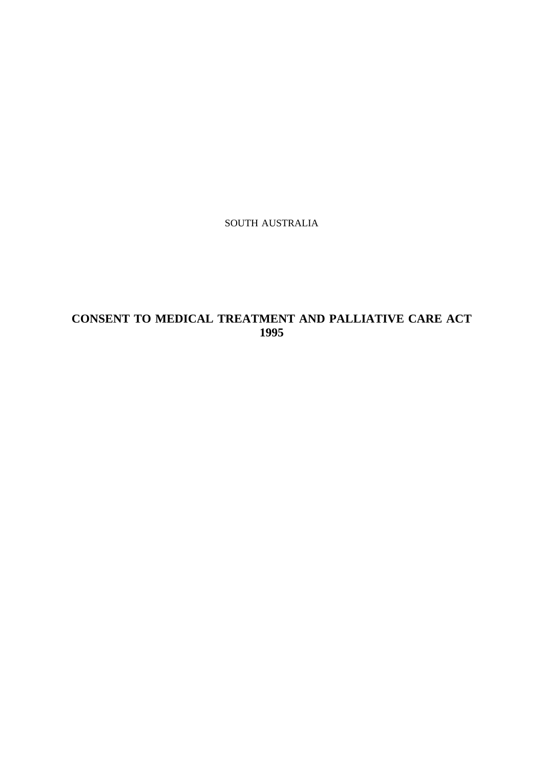SOUTH AUSTRALIA

# CONSENT TO MEDICAL TREATMENT AND PALLIATIVE CARE ACT 1995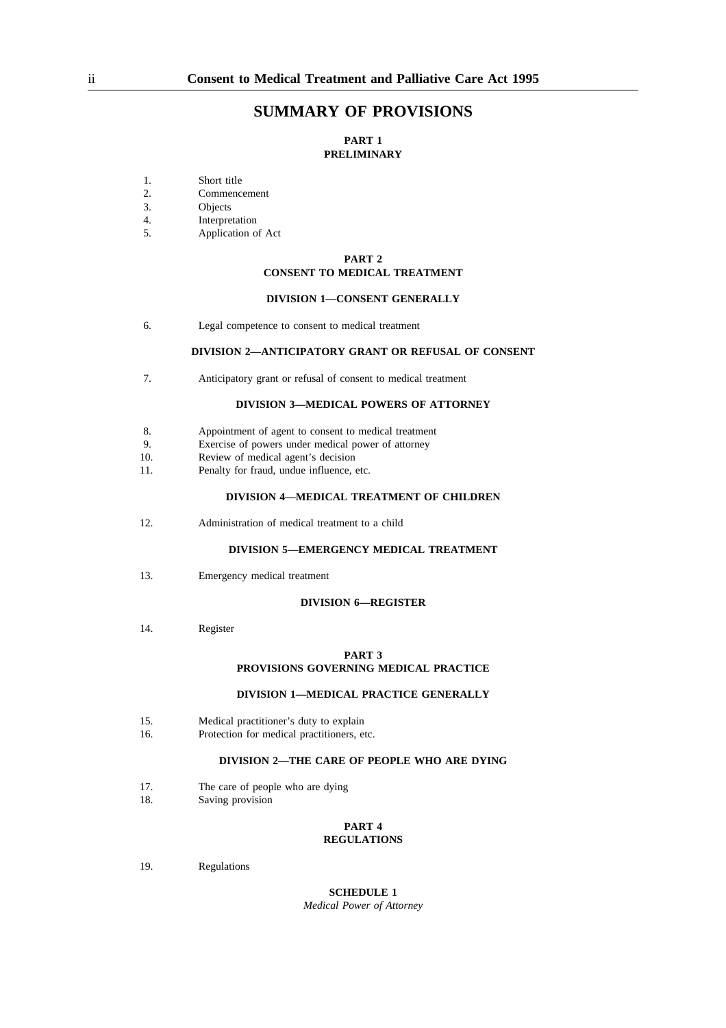# SUMMARY OF PROVISIONS

## PART 1
## PRELIMINARY

1. Short title
2. Commencement
3. Objects
4. Interpretation
5. Application of Act

## PART 2
## CONSENT TO MEDICAL TREATMENT

### DIVISION 1—CONSENT GENERALLY

6. Legal competence to consent to medical treatment

### DIVISION 2—ANTICIPATORY GRANT OR REFUSAL OF CONSENT

7. Anticipatory grant or refusal of consent to medical treatment

### DIVISION 3—MEDICAL POWERS OF ATTORNEY

8. Appointment of agent to consent to medical treatment
9. Exercise of powers under medical power of attorney
10. Review of medical agent's decision
11. Penalty for fraud, undue influence, etc.

### DIVISION 4—MEDICAL TREATMENT OF CHILDREN

12. Administration of medical treatment to a child

### DIVISION 5—EMERGENCY MEDICAL TREATMENT

13. Emergency medical treatment

### DIVISION 6—REGISTER

14. Register

## PART 3
## PROVISIONS GOVERNING MEDICAL PRACTICE

### DIVISION 1—MEDICAL PRACTICE GENERALLY

15. Medical practitioner's duty to explain
16. Protection for medical practitioners, etc.

### DIVISION 2—THE CARE OF PEOPLE WHO ARE DYING

17. The care of people who are dying
18. Saving provision

## PART 4
## REGULATIONS

19. Regulations

## SCHEDULE 1
*Medical Power of Attorney*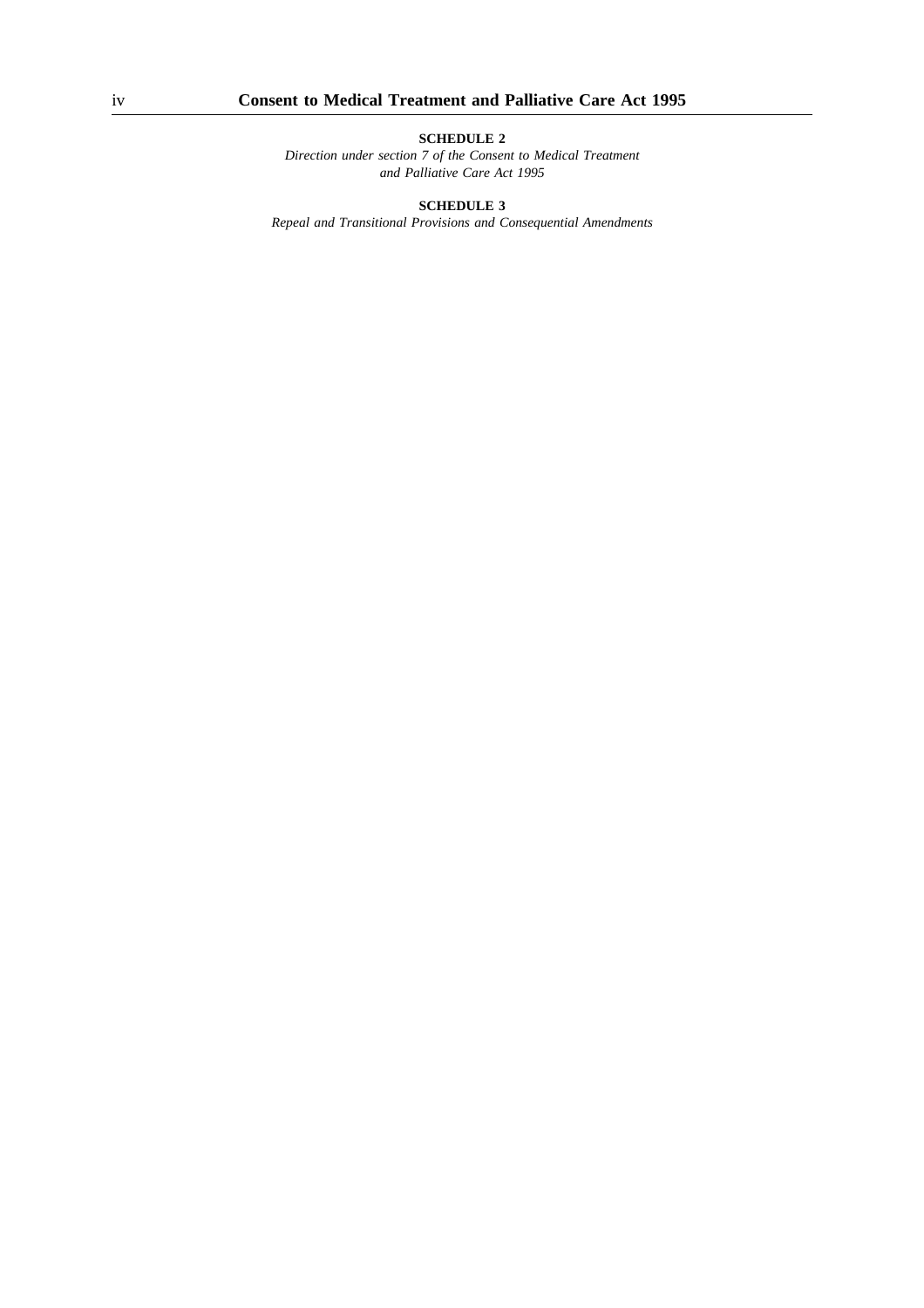**SCHEDULE 2**

*Direction under section 7 of the Consent to Medical Treatment and Palliative Care Act 1995*

**SCHEDULE 3**

*Repeal and Transitional Provisions and Consequential Amendments*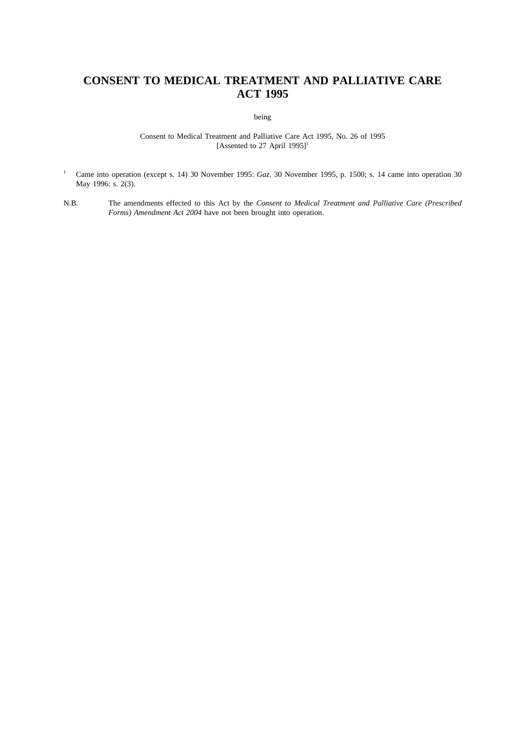# CONSENT TO MEDICAL TREATMENT AND PALLIATIVE CARE ACT 1995

being

Consent to Medical Treatment and Palliative Care Act 1995, No. 26 of 1995
[Assented to 27 April 1995][1]

[1] Came into operation (except s. 14) 30 November 1995: *Gaz.* 30 November 1995, p. 1500; s. 14 came into operation 30 May 1996: s. 2(3).

N.B. The amendments effected to this Act by the *Consent to Medical Treatment and Palliative Care (Prescribed Forms) Amendment Act 2004* have not been brought into operation.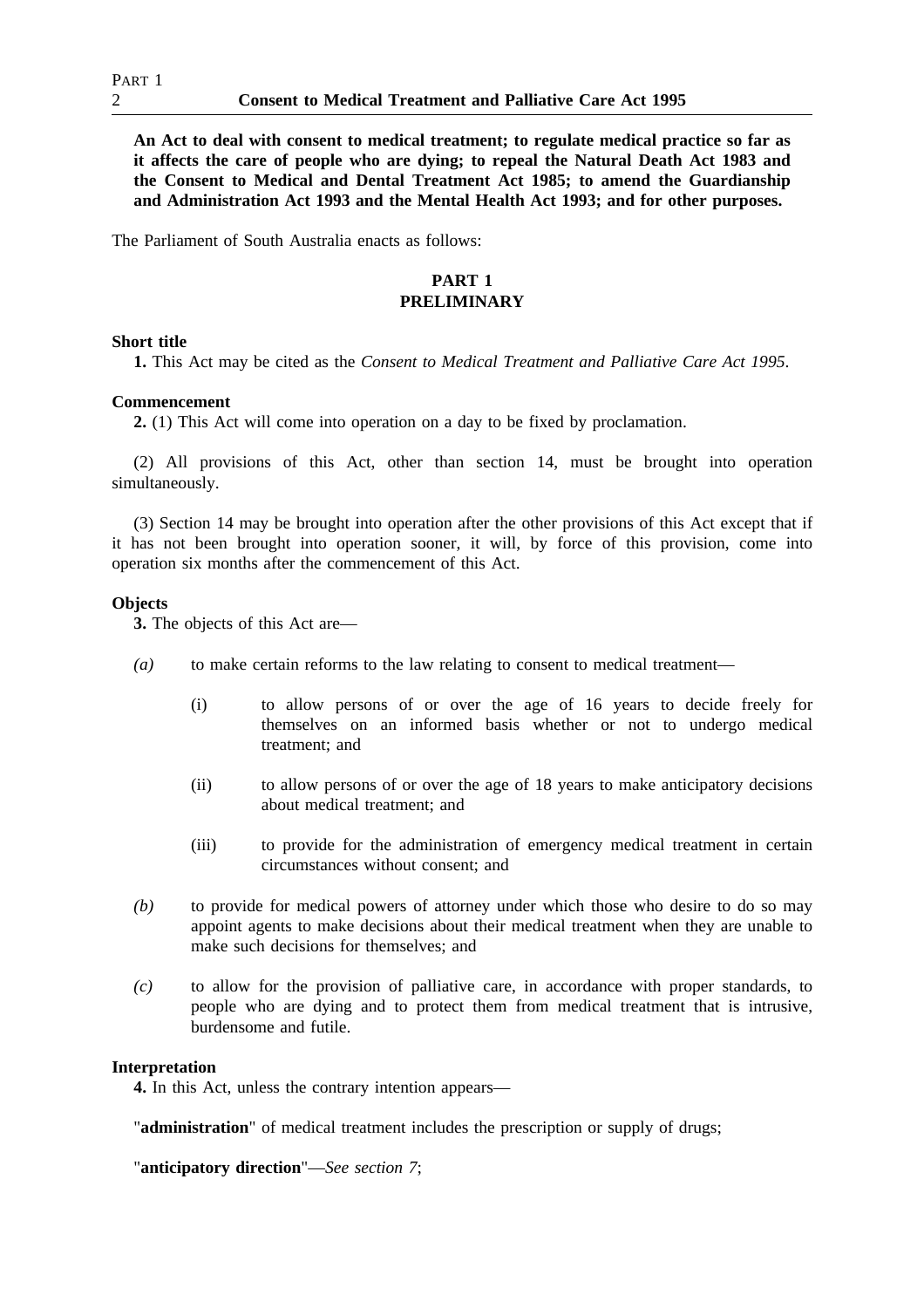**An Act to deal with consent to medical treatment; to regulate medical practice so far as it affects the care of people who are dying; to repeal the Natural Death Act 1983 and the Consent to Medical and Dental Treatment Act 1985; to amend the Guardianship and Administration Act 1993 and the Mental Health Act 1993; and for other purposes.**

The Parliament of South Australia enacts as follows:

## PART 1
## PRELIMINARY

**Short title**

**1.** This Act may be cited as the *Consent to Medical Treatment and Palliative Care Act 1995*.

**Commencement**

**2.** (1) This Act will come into operation on a day to be fixed by proclamation.

(2) All provisions of this Act, other than section 14, must be brought into operation simultaneously.

(3) Section 14 may be brought into operation after the other provisions of this Act except that if it has not been brought into operation sooner, it will, by force of this provision, come into operation six months after the commencement of this Act.

**Objects**

**3.** The objects of this Act are—

*(a)* to make certain reforms to the law relating to consent to medical treatment—

(i) to allow persons of or over the age of 16 years to decide freely for themselves on an informed basis whether or not to undergo medical treatment; and

(ii) to allow persons of or over the age of 18 years to make anticipatory decisions about medical treatment; and

(iii) to provide for the administration of emergency medical treatment in certain circumstances without consent; and

*(b)* to provide for medical powers of attorney under which those who desire to do so may appoint agents to make decisions about their medical treatment when they are unable to make such decisions for themselves; and

*(c)* to allow for the provision of palliative care, in accordance with proper standards, to people who are dying and to protect them from medical treatment that is intrusive, burdensome and futile.

**Interpretation**

**4.** In this Act, unless the contrary intention appears—

"**administration**" of medical treatment includes the prescription or supply of drugs;

"**anticipatory direction**"—*See section 7*;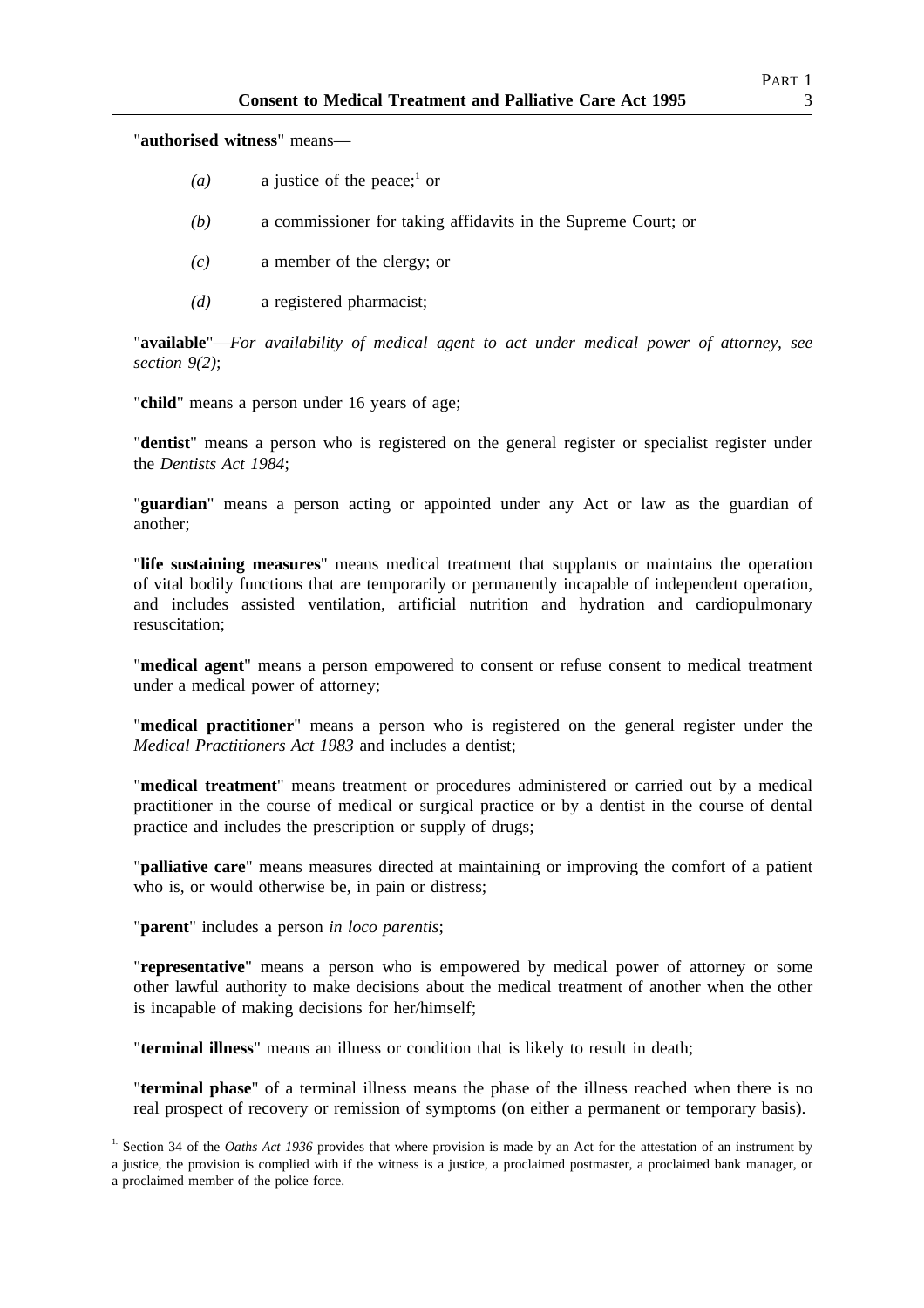"**authorised witness**" means—

*(a)* a justice of the peace;[1] or

*(b)* a commissioner for taking affidavits in the Supreme Court; or

*(c)* a member of the clergy; or

*(d)* a registered pharmacist;

"**available**"—*For availability of medical agent to act under medical power of attorney, see section 9(2)*;

"**child**" means a person under 16 years of age;

"**dentist**" means a person who is registered on the general register or specialist register under the *Dentists Act 1984*;

"**guardian**" means a person acting or appointed under any Act or law as the guardian of another;

"**life sustaining measures**" means medical treatment that supplants or maintains the operation of vital bodily functions that are temporarily or permanently incapable of independent operation, and includes assisted ventilation, artificial nutrition and hydration and cardiopulmonary resuscitation;

"**medical agent**" means a person empowered to consent or refuse consent to medical treatment under a medical power of attorney;

"**medical practitioner**" means a person who is registered on the general register under the *Medical Practitioners Act 1983* and includes a dentist;

"**medical treatment**" means treatment or procedures administered or carried out by a medical practitioner in the course of medical or surgical practice or by a dentist in the course of dental practice and includes the prescription or supply of drugs;

"**palliative care**" means measures directed at maintaining or improving the comfort of a patient who is, or would otherwise be, in pain or distress;

"**parent**" includes a person *in loco parentis*;

"**representative**" means a person who is empowered by medical power of attorney or some other lawful authority to make decisions about the medical treatment of another when the other is incapable of making decisions for her/himself;

"**terminal illness**" means an illness or condition that is likely to result in death;

"**terminal phase**" of a terminal illness means the phase of the illness reached when there is no real prospect of recovery or remission of symptoms (on either a permanent or temporary basis).

[1] Section 34 of the *Oaths Act 1936* provides that where provision is made by an Act for the attestation of an instrument by a justice, the provision is complied with if the witness is a justice, a proclaimed postmaster, a proclaimed bank manager, or a proclaimed member of the police force.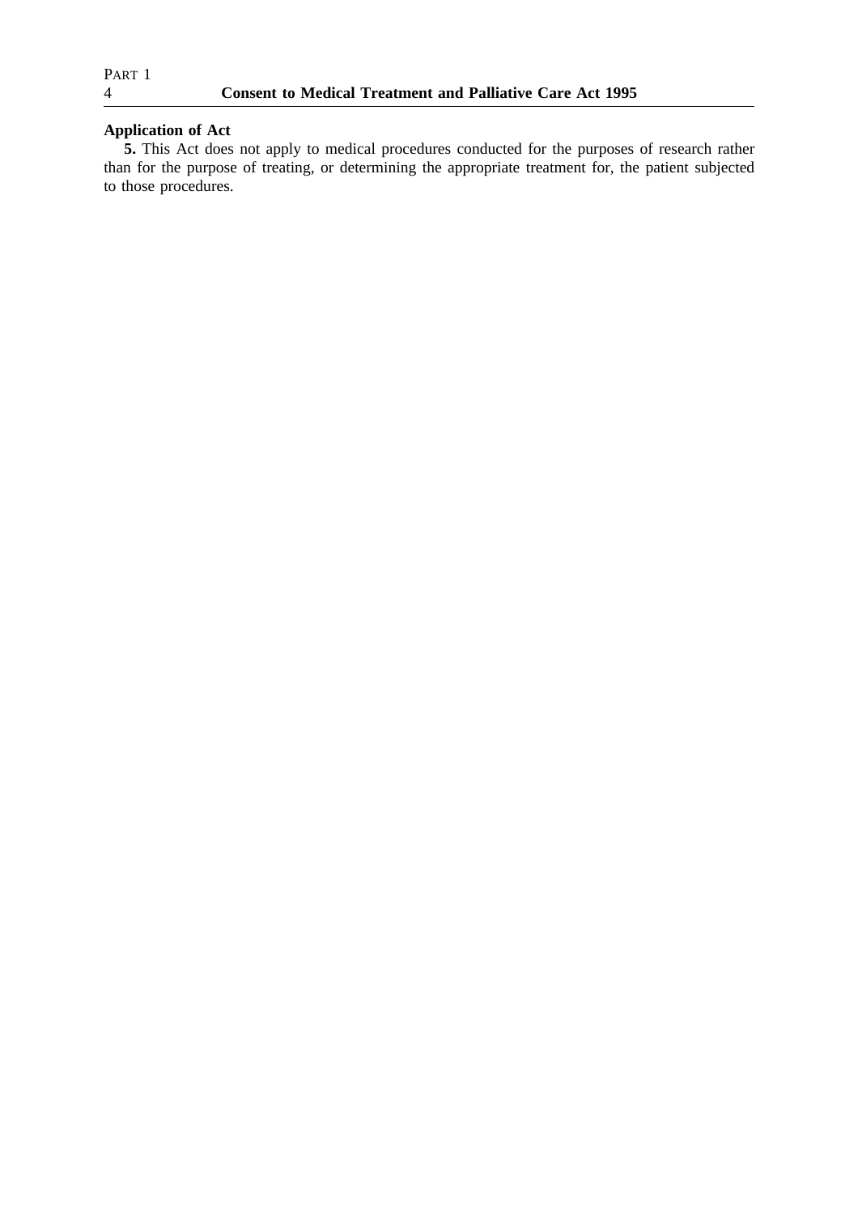**Application of Act**

**5.** This Act does not apply to medical procedures conducted for the purposes of research rather than for the purpose of treating, or determining the appropriate treatment for, the patient subjected to those procedures.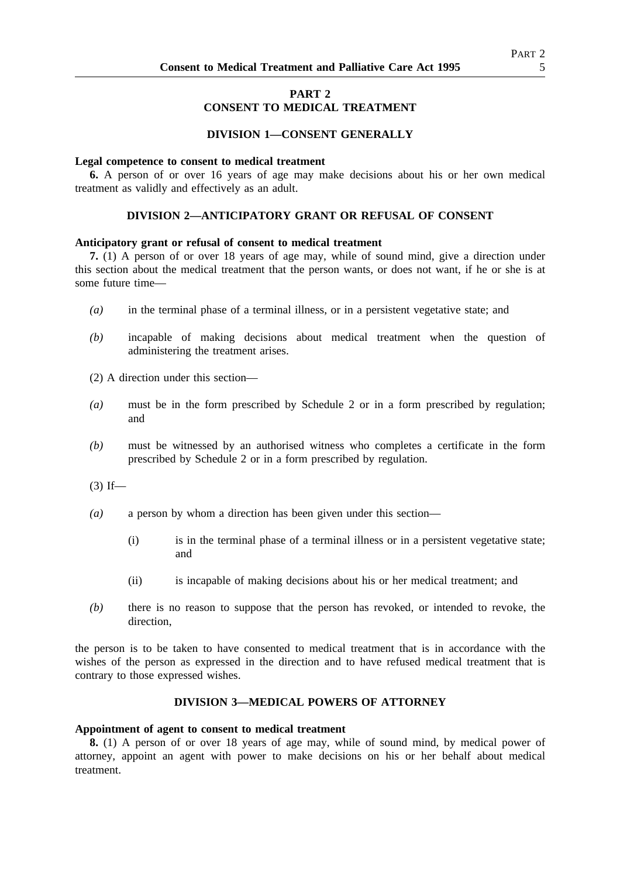## PART 2
## CONSENT TO MEDICAL TREATMENT

### DIVISION 1—CONSENT GENERALLY

**Legal competence to consent to medical treatment**

**6.** A person of or over 16 years of age may make decisions about his or her own medical treatment as validly and effectively as an adult.

### DIVISION 2—ANTICIPATORY GRANT OR REFUSAL OF CONSENT

**Anticipatory grant or refusal of consent to medical treatment**

**7.** (1) A person of or over 18 years of age may, while of sound mind, give a direction under this section about the medical treatment that the person wants, or does not want, if he or she is at some future time—

*(a)* in the terminal phase of a terminal illness, or in a persistent vegetative state; and

*(b)* incapable of making decisions about medical treatment when the question of administering the treatment arises.

(2) A direction under this section—

*(a)* must be in the form prescribed by Schedule 2 or in a form prescribed by regulation; and

*(b)* must be witnessed by an authorised witness who completes a certificate in the form prescribed by Schedule 2 or in a form prescribed by regulation.

(3) If—

*(a)* a person by whom a direction has been given under this section—

(i) is in the terminal phase of a terminal illness or in a persistent vegetative state; and

(ii) is incapable of making decisions about his or her medical treatment; and

*(b)* there is no reason to suppose that the person has revoked, or intended to revoke, the direction,

the person is to be taken to have consented to medical treatment that is in accordance with the wishes of the person as expressed in the direction and to have refused medical treatment that is contrary to those expressed wishes.

### DIVISION 3—MEDICAL POWERS OF ATTORNEY

**Appointment of agent to consent to medical treatment**

**8.** (1) A person of or over 18 years of age may, while of sound mind, by medical power of attorney, appoint an agent with power to make decisions on his or her behalf about medical treatment.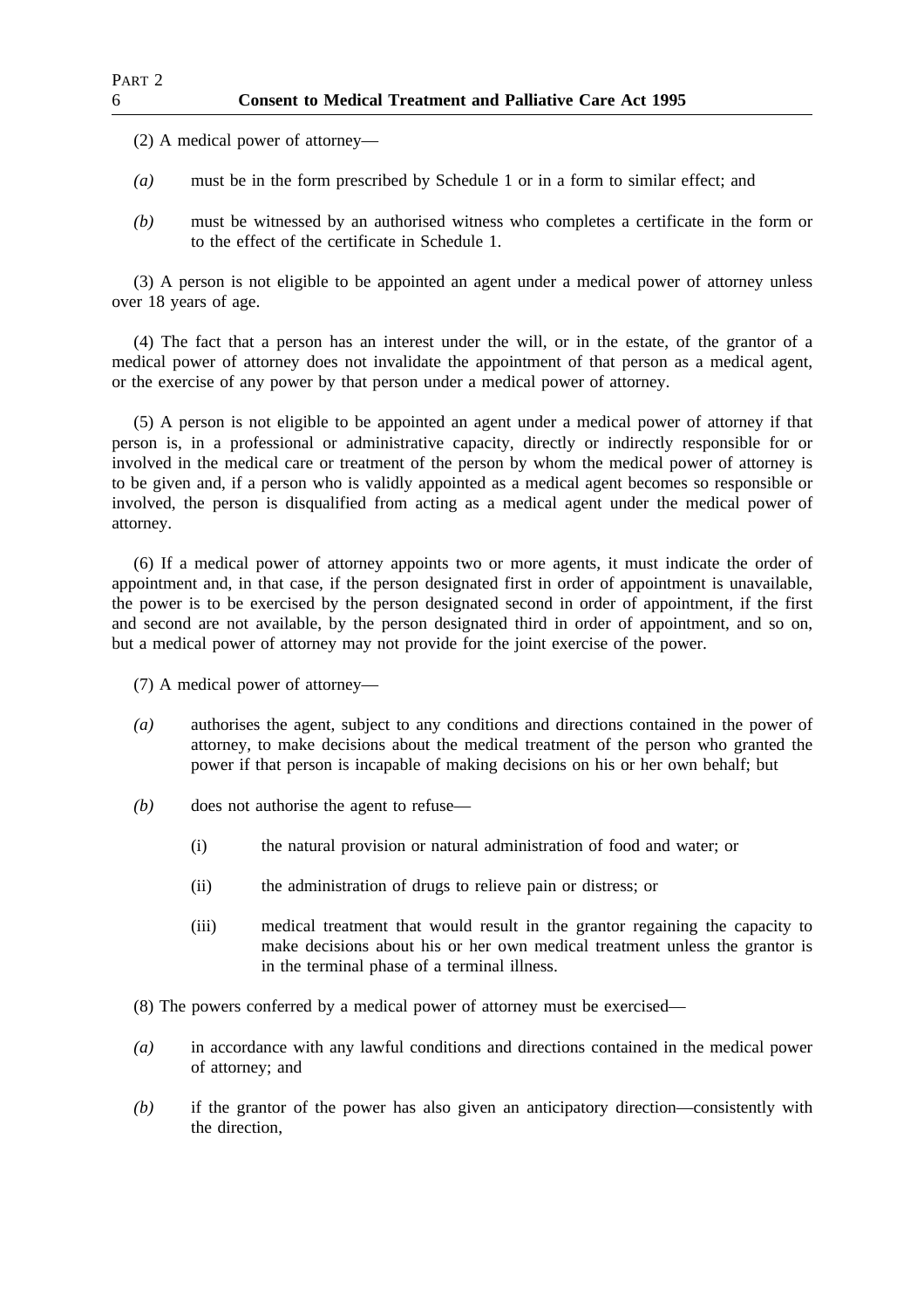(2) A medical power of attorney—

*(a)* must be in the form prescribed by Schedule 1 or in a form to similar effect; and

*(b)* must be witnessed by an authorised witness who completes a certificate in the form or to the effect of the certificate in Schedule 1.

(3) A person is not eligible to be appointed an agent under a medical power of attorney unless over 18 years of age.

(4) The fact that a person has an interest under the will, or in the estate, of the grantor of a medical power of attorney does not invalidate the appointment of that person as a medical agent, or the exercise of any power by that person under a medical power of attorney.

(5) A person is not eligible to be appointed an agent under a medical power of attorney if that person is, in a professional or administrative capacity, directly or indirectly responsible for or involved in the medical care or treatment of the person by whom the medical power of attorney is to be given and, if a person who is validly appointed as a medical agent becomes so responsible or involved, the person is disqualified from acting as a medical agent under the medical power of attorney.

(6) If a medical power of attorney appoints two or more agents, it must indicate the order of appointment and, in that case, if the person designated first in order of appointment is unavailable, the power is to be exercised by the person designated second in order of appointment, if the first and second are not available, by the person designated third in order of appointment, and so on, but a medical power of attorney may not provide for the joint exercise of the power.

(7) A medical power of attorney—

*(a)* authorises the agent, subject to any conditions and directions contained in the power of attorney, to make decisions about the medical treatment of the person who granted the power if that person is incapable of making decisions on his or her own behalf; but

*(b)* does not authorise the agent to refuse—

(i) the natural provision or natural administration of food and water; or

(ii) the administration of drugs to relieve pain or distress; or

(iii) medical treatment that would result in the grantor regaining the capacity to make decisions about his or her own medical treatment unless the grantor is in the terminal phase of a terminal illness.

(8) The powers conferred by a medical power of attorney must be exercised—

*(a)* in accordance with any lawful conditions and directions contained in the medical power of attorney; and

*(b)* if the grantor of the power has also given an anticipatory direction—consistently with the direction,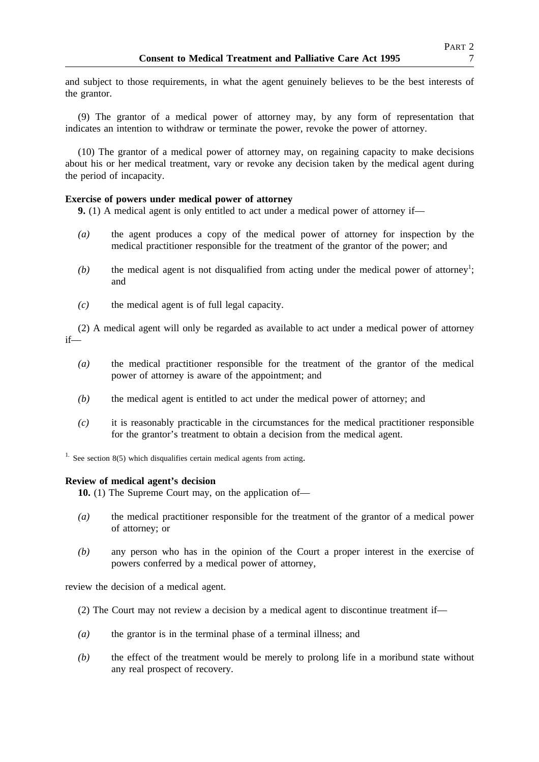and subject to those requirements, in what the agent genuinely believes to be the best interests of the grantor.

(9) The grantor of a medical power of attorney may, by any form of representation that indicates an intention to withdraw or terminate the power, revoke the power of attorney.

(10) The grantor of a medical power of attorney may, on regaining capacity to make decisions about his or her medical treatment, vary or revoke any decision taken by the medical agent during the period of incapacity.

**Exercise of powers under medical power of attorney**

**9.** (1) A medical agent is only entitled to act under a medical power of attorney if—

*(a)* the agent produces a copy of the medical power of attorney for inspection by the medical practitioner responsible for the treatment of the grantor of the power; and

*(b)* the medical agent is not disqualified from acting under the medical power of attorney[1]; and

*(c)* the medical agent is of full legal capacity.

(2) A medical agent will only be regarded as available to act under a medical power of attorney if—

*(a)* the medical practitioner responsible for the treatment of the grantor of the medical power of attorney is aware of the appointment; and

*(b)* the medical agent is entitled to act under the medical power of attorney; and

*(c)* it is reasonably practicable in the circumstances for the medical practitioner responsible for the grantor's treatment to obtain a decision from the medical agent.

[1] See section 8(5) which disqualifies certain medical agents from acting.

**Review of medical agent's decision**

**10.** (1) The Supreme Court may, on the application of—

*(a)* the medical practitioner responsible for the treatment of the grantor of a medical power of attorney; or

*(b)* any person who has in the opinion of the Court a proper interest in the exercise of powers conferred by a medical power of attorney,

review the decision of a medical agent.

(2) The Court may not review a decision by a medical agent to discontinue treatment if—

*(a)* the grantor is in the terminal phase of a terminal illness; and

*(b)* the effect of the treatment would be merely to prolong life in a moribund state without any real prospect of recovery.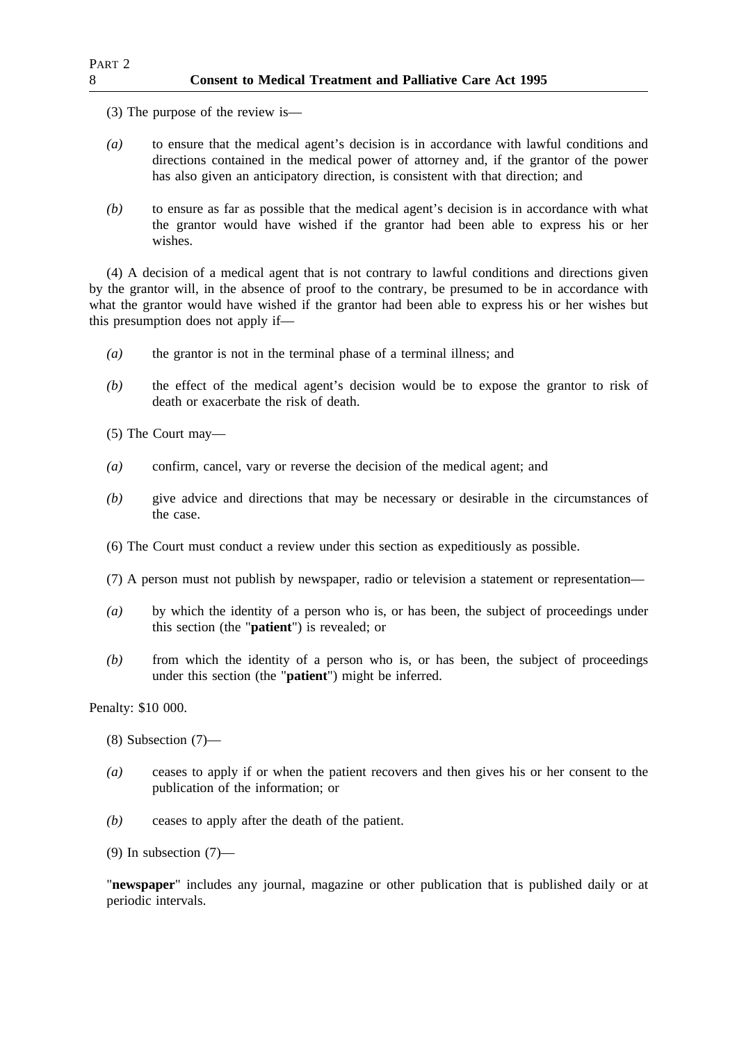(3) The purpose of the review is—

*(a)* to ensure that the medical agent's decision is in accordance with lawful conditions and directions contained in the medical power of attorney and, if the grantor of the power has also given an anticipatory direction, is consistent with that direction; and

*(b)* to ensure as far as possible that the medical agent's decision is in accordance with what the grantor would have wished if the grantor had been able to express his or her wishes.

(4) A decision of a medical agent that is not contrary to lawful conditions and directions given by the grantor will, in the absence of proof to the contrary, be presumed to be in accordance with what the grantor would have wished if the grantor had been able to express his or her wishes but this presumption does not apply if—

*(a)* the grantor is not in the terminal phase of a terminal illness; and

*(b)* the effect of the medical agent's decision would be to expose the grantor to risk of death or exacerbate the risk of death.

(5) The Court may—

*(a)* confirm, cancel, vary or reverse the decision of the medical agent; and

*(b)* give advice and directions that may be necessary or desirable in the circumstances of the case.

(6) The Court must conduct a review under this section as expeditiously as possible.

(7) A person must not publish by newspaper, radio or television a statement or representation—

*(a)* by which the identity of a person who is, or has been, the subject of proceedings under this section (the "**patient**") is revealed; or

*(b)* from which the identity of a person who is, or has been, the subject of proceedings under this section (the "**patient**") might be inferred.

Penalty: $10 000.

(8) Subsection (7)—

*(a)* ceases to apply if or when the patient recovers and then gives his or her consent to the publication of the information; or

*(b)* ceases to apply after the death of the patient.

(9) In subsection (7)—

"**newspaper**" includes any journal, magazine or other publication that is published daily or at periodic intervals.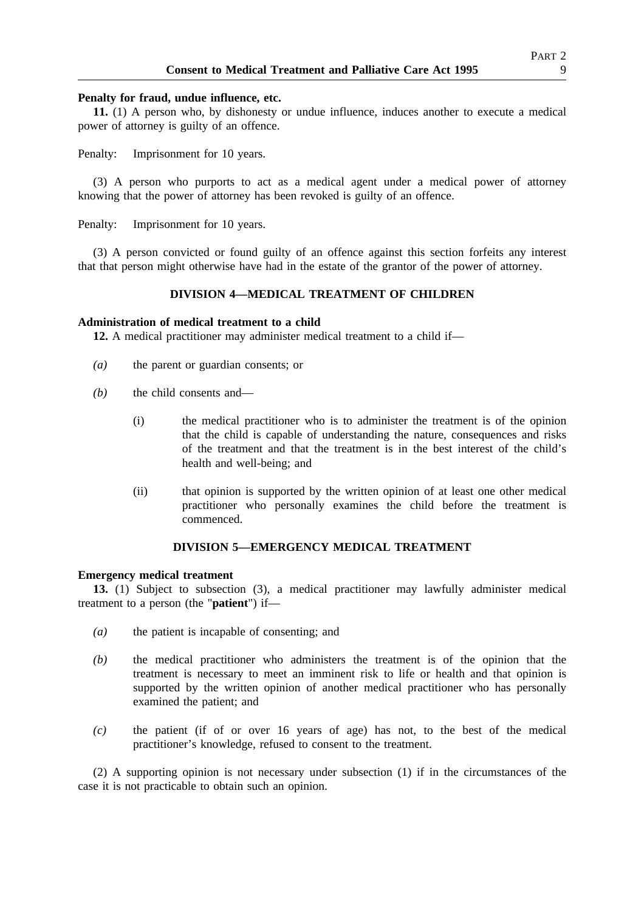**Penalty for fraud, undue influence, etc.**

**11.** (1) A person who, by dishonesty or undue influence, induces another to execute a medical power of attorney is guilty of an offence.

Penalty: Imprisonment for 10 years.

(3) A person who purports to act as a medical agent under a medical power of attorney knowing that the power of attorney has been revoked is guilty of an offence.

Penalty: Imprisonment for 10 years.

(3) A person convicted or found guilty of an offence against this section forfeits any interest that that person might otherwise have had in the estate of the grantor of the power of attorney.

## DIVISION 4—MEDICAL TREATMENT OF CHILDREN

**Administration of medical treatment to a child**

**12.** A medical practitioner may administer medical treatment to a child if—

*(a)* the parent or guardian consents; or

*(b)* the child consents and—

(i) the medical practitioner who is to administer the treatment is of the opinion that the child is capable of understanding the nature, consequences and risks of the treatment and that the treatment is in the best interest of the child's health and well-being; and

(ii) that opinion is supported by the written opinion of at least one other medical practitioner who personally examines the child before the treatment is commenced.

## DIVISION 5—EMERGENCY MEDICAL TREATMENT

**Emergency medical treatment**

**13.** (1) Subject to subsection (3), a medical practitioner may lawfully administer medical treatment to a person (the "**patient**") if—

*(a)* the patient is incapable of consenting; and

*(b)* the medical practitioner who administers the treatment is of the opinion that the treatment is necessary to meet an imminent risk to life or health and that opinion is supported by the written opinion of another medical practitioner who has personally examined the patient; and

*(c)* the patient (if of or over 16 years of age) has not, to the best of the medical practitioner's knowledge, refused to consent to the treatment.

(2) A supporting opinion is not necessary under subsection (1) if in the circumstances of the case it is not practicable to obtain such an opinion.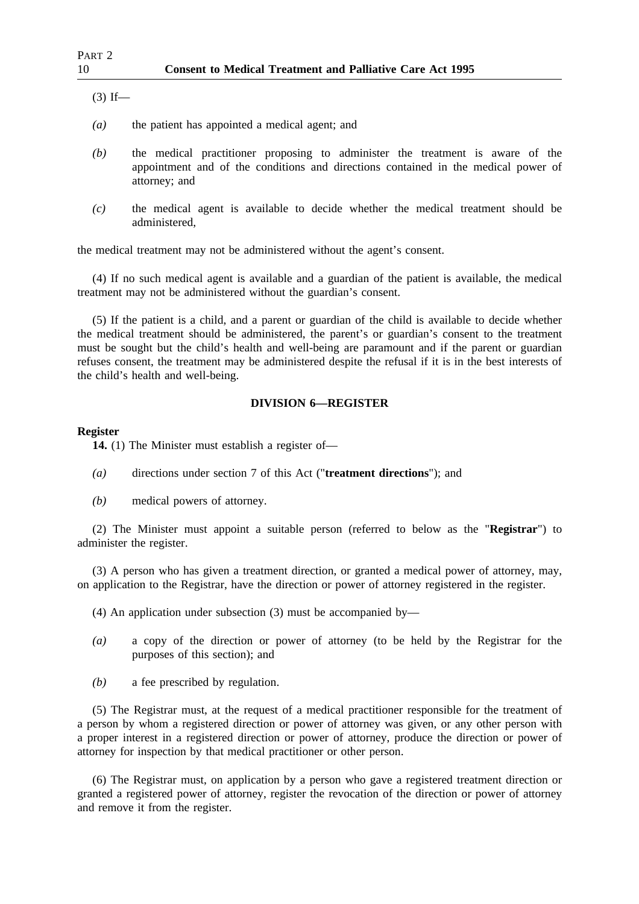(3) If—

*(a)* the patient has appointed a medical agent; and

*(b)* the medical practitioner proposing to administer the treatment is aware of the appointment and of the conditions and directions contained in the medical power of attorney; and

*(c)* the medical agent is available to decide whether the medical treatment should be administered,

the medical treatment may not be administered without the agent's consent.

(4) If no such medical agent is available and a guardian of the patient is available, the medical treatment may not be administered without the guardian's consent.

(5) If the patient is a child, and a parent or guardian of the child is available to decide whether the medical treatment should be administered, the parent's or guardian's consent to the treatment must be sought but the child's health and well-being are paramount and if the parent or guardian refuses consent, the treatment may be administered despite the refusal if it is in the best interests of the child's health and well-being.

## DIVISION 6—REGISTER

**Register**

**14.** (1) The Minister must establish a register of—

*(a)* directions under section 7 of this Act ("**treatment directions**"); and

*(b)* medical powers of attorney.

(2) The Minister must appoint a suitable person (referred to below as the "**Registrar**") to administer the register.

(3) A person who has given a treatment direction, or granted a medical power of attorney, may, on application to the Registrar, have the direction or power of attorney registered in the register.

(4) An application under subsection (3) must be accompanied by—

*(a)* a copy of the direction or power of attorney (to be held by the Registrar for the purposes of this section); and

*(b)* a fee prescribed by regulation.

(5) The Registrar must, at the request of a medical practitioner responsible for the treatment of a person by whom a registered direction or power of attorney was given, or any other person with a proper interest in a registered direction or power of attorney, produce the direction or power of attorney for inspection by that medical practitioner or other person.

(6) The Registrar must, on application by a person who gave a registered treatment direction or granted a registered power of attorney, register the revocation of the direction or power of attorney and remove it from the register.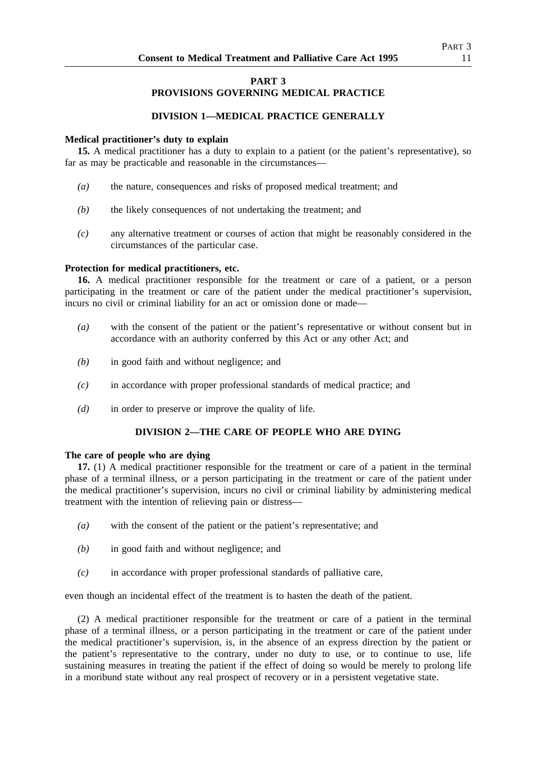## PART 3
## PROVISIONS GOVERNING MEDICAL PRACTICE

### DIVISION 1—MEDICAL PRACTICE GENERALLY

**Medical practitioner's duty to explain**

**15.** A medical practitioner has a duty to explain to a patient (or the patient's representative), so far as may be practicable and reasonable in the circumstances—

*(a)* the nature, consequences and risks of proposed medical treatment; and

*(b)* the likely consequences of not undertaking the treatment; and

*(c)* any alternative treatment or courses of action that might be reasonably considered in the circumstances of the particular case.

**Protection for medical practitioners, etc.**

**16.** A medical practitioner responsible for the treatment or care of a patient, or a person participating in the treatment or care of the patient under the medical practitioner's supervision, incurs no civil or criminal liability for an act or omission done or made—

*(a)* with the consent of the patient or the patient's representative or without consent but in accordance with an authority conferred by this Act or any other Act; and

*(b)* in good faith and without negligence; and

*(c)* in accordance with proper professional standards of medical practice; and

*(d)* in order to preserve or improve the quality of life.

### DIVISION 2—THE CARE OF PEOPLE WHO ARE DYING

**The care of people who are dying**

**17.** (1) A medical practitioner responsible for the treatment or care of a patient in the terminal phase of a terminal illness, or a person participating in the treatment or care of the patient under the medical practitioner's supervision, incurs no civil or criminal liability by administering medical treatment with the intention of relieving pain or distress—

*(a)* with the consent of the patient or the patient's representative; and

*(b)* in good faith and without negligence; and

*(c)* in accordance with proper professional standards of palliative care,

even though an incidental effect of the treatment is to hasten the death of the patient.

(2) A medical practitioner responsible for the treatment or care of a patient in the terminal phase of a terminal illness, or a person participating in the treatment or care of the patient under the medical practitioner's supervision, is, in the absence of an express direction by the patient or the patient's representative to the contrary, under no duty to use, or to continue to use, life sustaining measures in treating the patient if the effect of doing so would be merely to prolong life in a moribund state without any real prospect of recovery or in a persistent vegetative state.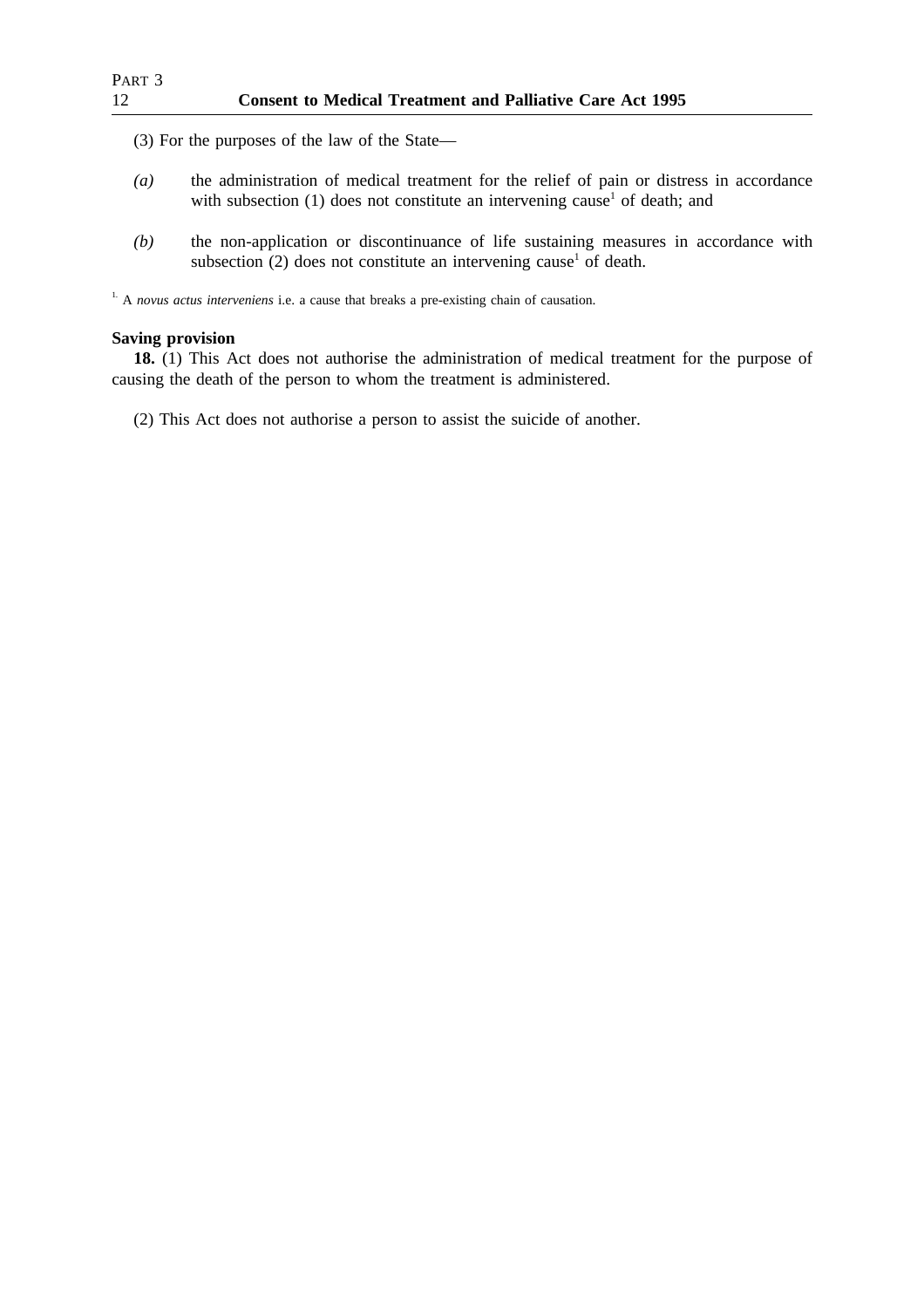(3) For the purposes of the law of the State—

*(a)* the administration of medical treatment for the relief of pain or distress in accordance with subsection (1) does not constitute an intervening cause[1] of death; and

*(b)* the non-application or discontinuance of life sustaining measures in accordance with subsection (2) does not constitute an intervening cause[1] of death.

[1] A *novus actus interveniens* i.e. a cause that breaks a pre-existing chain of causation.

**Saving provision**

**18.** (1) This Act does not authorise the administration of medical treatment for the purpose of causing the death of the person to whom the treatment is administered.

(2) This Act does not authorise a person to assist the suicide of another.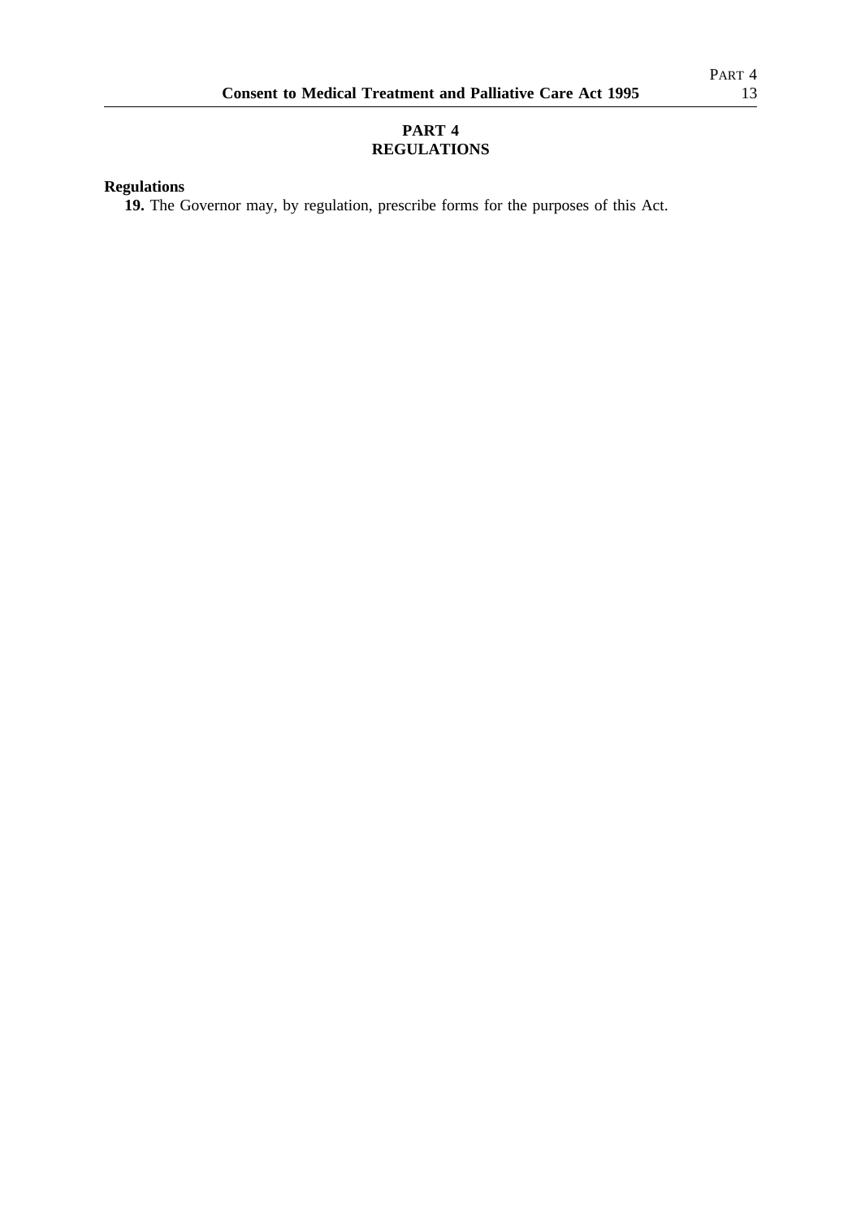# PART 4
# REGULATIONS

**Regulations**

**19.** The Governor may, by regulation, prescribe forms for the purposes of this Act.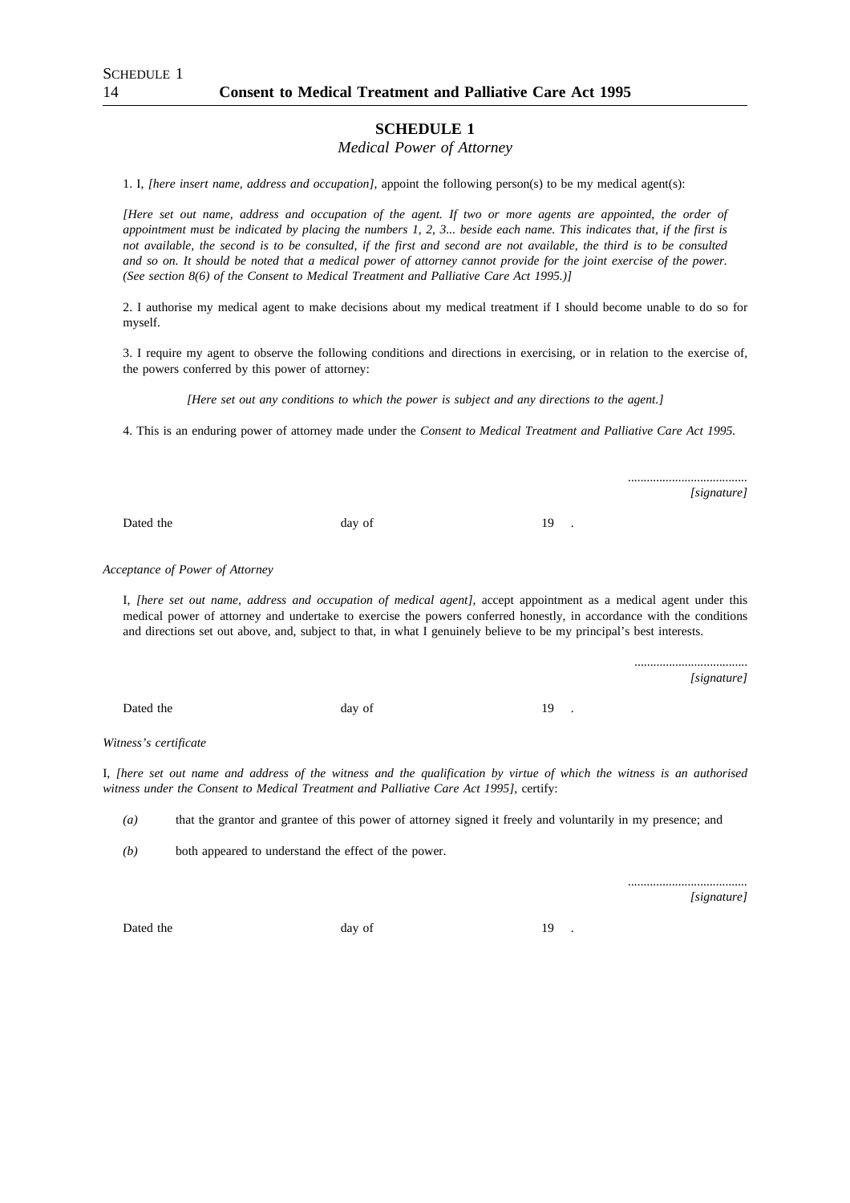## SCHEDULE 1

*Medical Power of Attorney*

1. I, *[here insert name, address and occupation]*, appoint the following person(s) to be my medical agent(s):

*[Here set out name, address and occupation of the agent. If two or more agents are appointed, the order of appointment must be indicated by placing the numbers 1, 2, 3... beside each name. This indicates that, if the first is not available, the second is to be consulted, if the first and second are not available, the third is to be consulted and so on. It should be noted that a medical power of attorney cannot provide for the joint exercise of the power. (See section 8(6) of the Consent to Medical Treatment and Palliative Care Act 1995.)]*

2. I authorise my medical agent to make decisions about my medical treatment if I should become unable to do so for myself.

3. I require my agent to observe the following conditions and directions in exercising, or in relation to the exercise of, the powers conferred by this power of attorney:

*[Here set out any conditions to which the power is subject and any directions to the agent.]*

4. This is an enduring power of attorney made under the *Consent to Medical Treatment and Palliative Care Act 1995*.

......................................
*[signature]*

Dated the day of 19 .

*Acceptance of Power of Attorney*

I, *[here set out name, address and occupation of medical agent]*, accept appointment as a medical agent under this medical power of attorney and undertake to exercise the powers conferred honestly, in accordance with the conditions and directions set out above, and, subject to that, in what I genuinely believe to be my principal's best interests.

......................................
*[signature]*

Dated the day of 19 .

*Witness's certificate*

I, *[here set out name and address of the witness and the qualification by virtue of which the witness is an authorised witness under the Consent to Medical Treatment and Palliative Care Act 1995]*, certify:

*(a)* that the grantor and grantee of this power of attorney signed it freely and voluntarily in my presence; and

*(b)* both appeared to understand the effect of the power.

......................................
*[signature]*

Dated the day of 19 .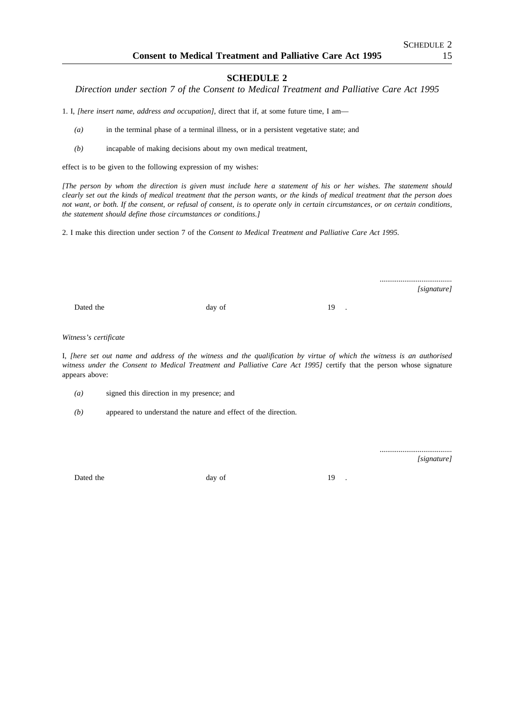## SCHEDULE 2

*Direction under section 7 of the Consent to Medical Treatment and Palliative Care Act 1995*

1. I, *[here insert name, address and occupation]*, direct that if, at some future time, I am—

*(a)* in the terminal phase of a terminal illness, or in a persistent vegetative state; and

*(b)* incapable of making decisions about my own medical treatment,

effect is to be given to the following expression of my wishes:

*[The person by whom the direction is given must include here a statement of his or her wishes. The statement should clearly set out the kinds of medical treatment that the person wants, or the kinds of medical treatment that the person does not want, or both. If the consent, or refusal of consent, is to operate only in certain circumstances, or on certain conditions, the statement should define those circumstances or conditions.]*

2. I make this direction under section 7 of the *Consent to Medical Treatment and Palliative Care Act 1995.*

.....................................
*[signature]*

Dated the                    day of                    19   .

*Witness's certificate*

I, *[here set out name and address of the witness and the qualification by virtue of which the witness is an authorised witness under the Consent to Medical Treatment and Palliative Care Act 1995]* certify that the person whose signature appears above:

*(a)* signed this direction in my presence; and

*(b)* appeared to understand the nature and effect of the direction.

.....................................
*[signature]*

Dated the                    day of                    19   .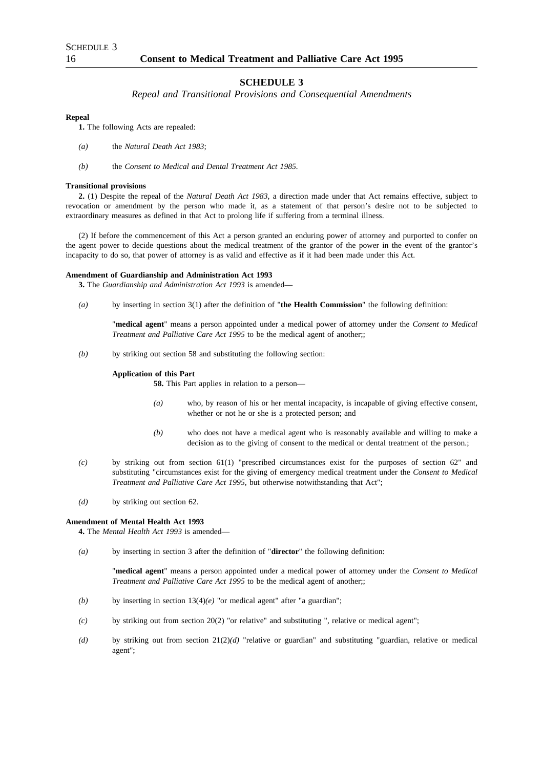## SCHEDULE 3

*Repeal and Transitional Provisions and Consequential Amendments*

**Repeal**

**1.** The following Acts are repealed:

*(a)* the *Natural Death Act 1983*;

*(b)* the *Consent to Medical and Dental Treatment Act 1985*.

**Transitional provisions**

**2.** (1) Despite the repeal of the *Natural Death Act 1983*, a direction made under that Act remains effective, subject to revocation or amendment by the person who made it, as a statement of that person's desire not to be subjected to extraordinary measures as defined in that Act to prolong life if suffering from a terminal illness.

(2) If before the commencement of this Act a person granted an enduring power of attorney and purported to confer on the agent power to decide questions about the medical treatment of the grantor of the power in the event of the grantor's incapacity to do so, that power of attorney is as valid and effective as if it had been made under this Act.

**Amendment of Guardianship and Administration Act 1993**

**3.** The *Guardianship and Administration Act 1993* is amended—

*(a)* by inserting in section 3(1) after the definition of "**the Health Commission**" the following definition:

"**medical agent**" means a person appointed under a medical power of attorney under the *Consent to Medical Treatment and Palliative Care Act 1995* to be the medical agent of another;;

*(b)* by striking out section 58 and substituting the following section:

**Application of this Part**

**58.** This Part applies in relation to a person—

*(a)* who, by reason of his or her mental incapacity, is incapable of giving effective consent, whether or not he or she is a protected person; and

*(b)* who does not have a medical agent who is reasonably available and willing to make a decision as to the giving of consent to the medical or dental treatment of the person.;

*(c)* by striking out from section 61(1) "prescribed circumstances exist for the purposes of section 62" and substituting "circumstances exist for the giving of emergency medical treatment under the *Consent to Medical Treatment and Palliative Care Act 1995*, but otherwise notwithstanding that Act";

*(d)* by striking out section 62.

**Amendment of Mental Health Act 1993**

**4.** The *Mental Health Act 1993* is amended—

*(a)* by inserting in section 3 after the definition of "**director**" the following definition:

"**medical agent**" means a person appointed under a medical power of attorney under the *Consent to Medical Treatment and Palliative Care Act 1995* to be the medical agent of another;;

*(b)* by inserting in section 13(4)*(e)* "or medical agent" after "a guardian";

*(c)* by striking out from section 20(2) "or relative" and substituting ", relative or medical agent";

*(d)* by striking out from section 21(2)*(d)* "relative or guardian" and substituting "guardian, relative or medical agent";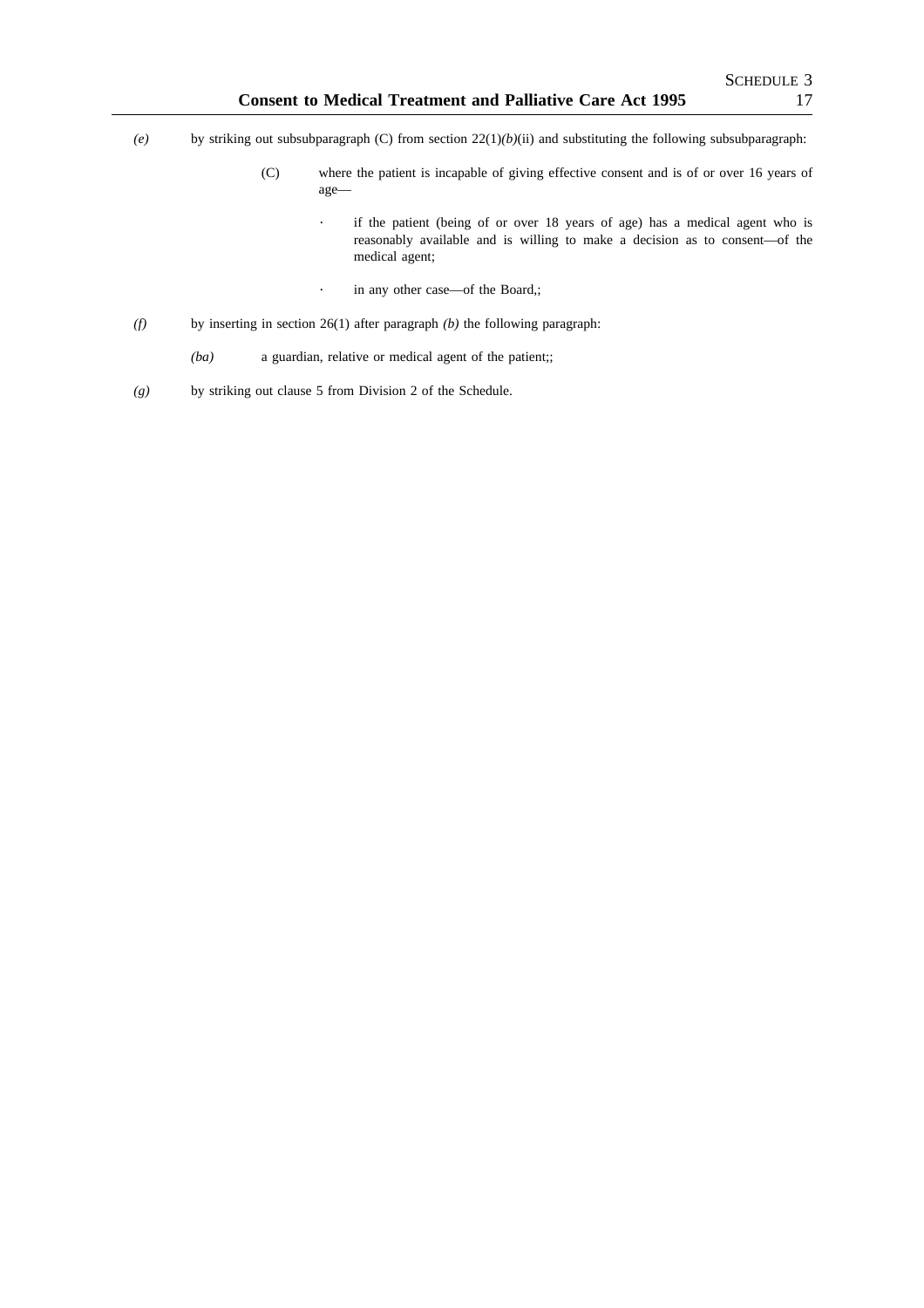*(e)* by striking out subsubparagraph (C) from section 22(1)*(b)*(ii) and substituting the following subsubparagraph:

(C) where the patient is incapable of giving effective consent and is of or over 16 years of age—

- if the patient (being of or over 18 years of age) has a medical agent who is reasonably available and is willing to make a decision as to consent—of the medical agent;
- in any other case—of the Board,;

*(f)* by inserting in section 26(1) after paragraph *(b)* the following paragraph:

*(ba)* a guardian, relative or medical agent of the patient;;

*(g)* by striking out clause 5 from Division 2 of the Schedule.